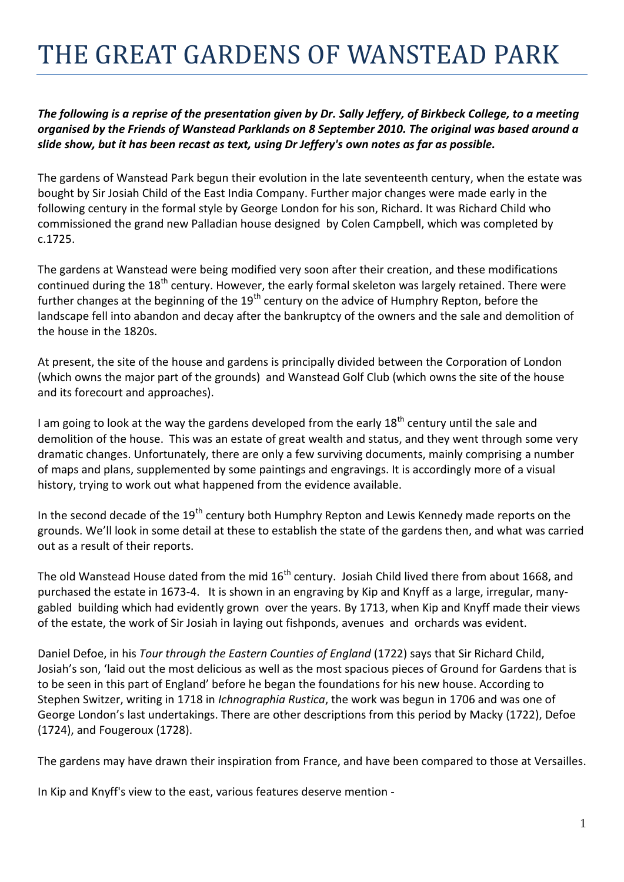# THE GREAT GARDENS OF WANSTEAD PARK

***The following is a reprise of the presentation given by Dr. Sally Jeffery, of Birkbeck College, to a meeting organised by the Friends of Wanstead Parklands on 8 September 2010. The original was based around a slide show, but it has been recast as text, using Dr Jeffery's own notes as far as possible.***

The gardens of Wanstead Park begun their evolution in the late seventeenth century, when the estate was bought by Sir Josiah Child of the East India Company. Further major changes were made early in the following century in the formal style by George London for his son, Richard. It was Richard Child who commissioned the grand new Palladian house designed by Colen Campbell, which was completed by c.1725.

The gardens at Wanstead were being modified very soon after their creation, and these modifications continued during the 18th century. However, the early formal skeleton was largely retained. There were further changes at the beginning of the 19th century on the advice of Humphry Repton, before the landscape fell into abandon and decay after the bankruptcy of the owners and the sale and demolition of the house in the 1820s.

At present, the site of the house and gardens is principally divided between the Corporation of London (which owns the major part of the grounds) and Wanstead Golf Club (which owns the site of the house and its forecourt and approaches).

I am going to look at the way the gardens developed from the early 18th century until the sale and demolition of the house. This was an estate of great wealth and status, and they went through some very dramatic changes. Unfortunately, there are only a few surviving documents, mainly comprising a number of maps and plans, supplemented by some paintings and engravings. It is accordingly more of a visual history, trying to work out what happened from the evidence available.

In the second decade of the 19th century both Humphry Repton and Lewis Kennedy made reports on the grounds. We'll look in some detail at these to establish the state of the gardens then, and what was carried out as a result of their reports.

The old Wanstead House dated from the mid 16th century. Josiah Child lived there from about 1668, and purchased the estate in 1673-4. It is shown in an engraving by Kip and Knyff as a large, irregular, many-gabled building which had evidently grown over the years. By 1713, when Kip and Knyff made their views of the estate, the work of Sir Josiah in laying out fishponds, avenues and orchards was evident.

Daniel Defoe, in his *Tour through the Eastern Counties of England* (1722) says that Sir Richard Child, Josiah's son, 'laid out the most delicious as well as the most spacious pieces of Ground for Gardens that is to be seen in this part of England' before he began the foundations for his new house. According to Stephen Switzer, writing in 1718 in *Ichnographia Rustica*, the work was begun in 1706 and was one of George London's last undertakings. There are other descriptions from this period by Macky (1722), Defoe (1724), and Fougeroux (1728).

The gardens may have drawn their inspiration from France, and have been compared to those at Versailles.

In Kip and Knyff's view to the east, various features deserve mention -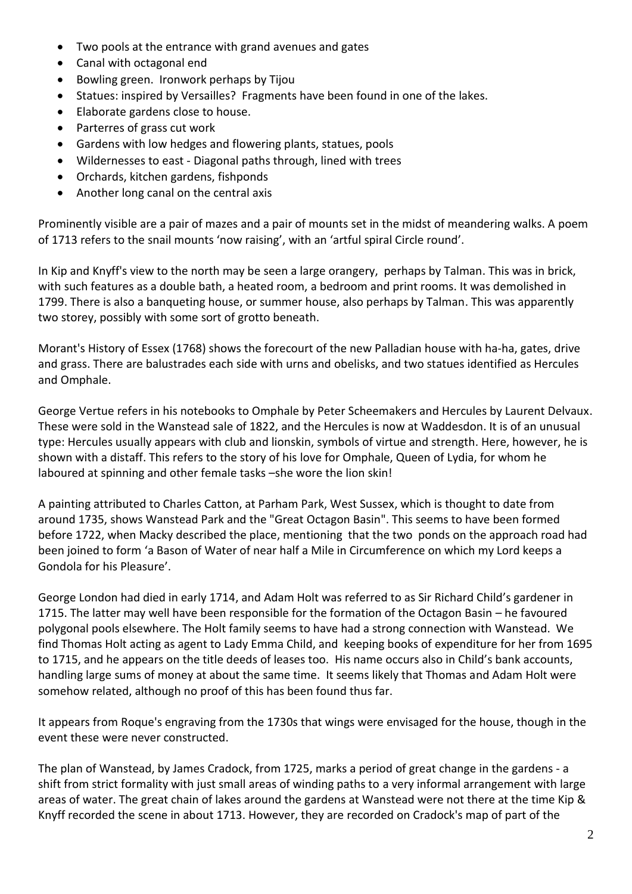- Two pools at the entrance with grand avenues and gates
- Canal with octagonal end
- Bowling green. Ironwork perhaps by Tijou
- Statues: inspired by Versailles? Fragments have been found in one of the lakes.
- Elaborate gardens close to house.
- Parterres of grass cut work
- Gardens with low hedges and flowering plants, statues, pools
- Wildernesses to east - Diagonal paths through, lined with trees
- Orchards, kitchen gardens, fishponds
- Another long canal on the central axis

Prominently visible are a pair of mazes and a pair of mounts set in the midst of meandering walks. A poem of 1713 refers to the snail mounts 'now raising', with an 'artful spiral Circle round'.

In Kip and Knyff's view to the north may be seen a large orangery, perhaps by Talman. This was in brick, with such features as a double bath, a heated room, a bedroom and print rooms. It was demolished in 1799. There is also a banqueting house, or summer house, also perhaps by Talman. This was apparently two storey, possibly with some sort of grotto beneath.

Morant's History of Essex (1768) shows the forecourt of the new Palladian house with ha-ha, gates, drive and grass. There are balustrades each side with urns and obelisks, and two statues identified as Hercules and Omphale.

George Vertue refers in his notebooks to Omphale by Peter Scheemakers and Hercules by Laurent Delvaux. These were sold in the Wanstead sale of 1822, and the Hercules is now at Waddesdon. It is of an unusual type: Hercules usually appears with club and lionskin, symbols of virtue and strength. Here, however, he is shown with a distaff. This refers to the story of his love for Omphale, Queen of Lydia, for whom he laboured at spinning and other female tasks –she wore the lion skin!

A painting attributed to Charles Catton, at Parham Park, West Sussex, which is thought to date from around 1735, shows Wanstead Park and the "Great Octagon Basin". This seems to have been formed before 1722, when Macky described the place, mentioning that the two ponds on the approach road had been joined to form 'a Bason of Water of near half a Mile in Circumference on which my Lord keeps a Gondola for his Pleasure'.

George London had died in early 1714, and Adam Holt was referred to as Sir Richard Child's gardener in 1715. The latter may well have been responsible for the formation of the Octagon Basin – he favoured polygonal pools elsewhere. The Holt family seems to have had a strong connection with Wanstead. We find Thomas Holt acting as agent to Lady Emma Child, and keeping books of expenditure for her from 1695 to 1715, and he appears on the title deeds of leases too. His name occurs also in Child's bank accounts, handling large sums of money at about the same time. It seems likely that Thomas and Adam Holt were somehow related, although no proof of this has been found thus far.

It appears from Roque's engraving from the 1730s that wings were envisaged for the house, though in the event these were never constructed.

The plan of Wanstead, by James Cradock, from 1725, marks a period of great change in the gardens - a shift from strict formality with just small areas of winding paths to a very informal arrangement with large areas of water. The great chain of lakes around the gardens at Wanstead were not there at the time Kip & Knyff recorded the scene in about 1713. However, they are recorded on Cradock's map of part of the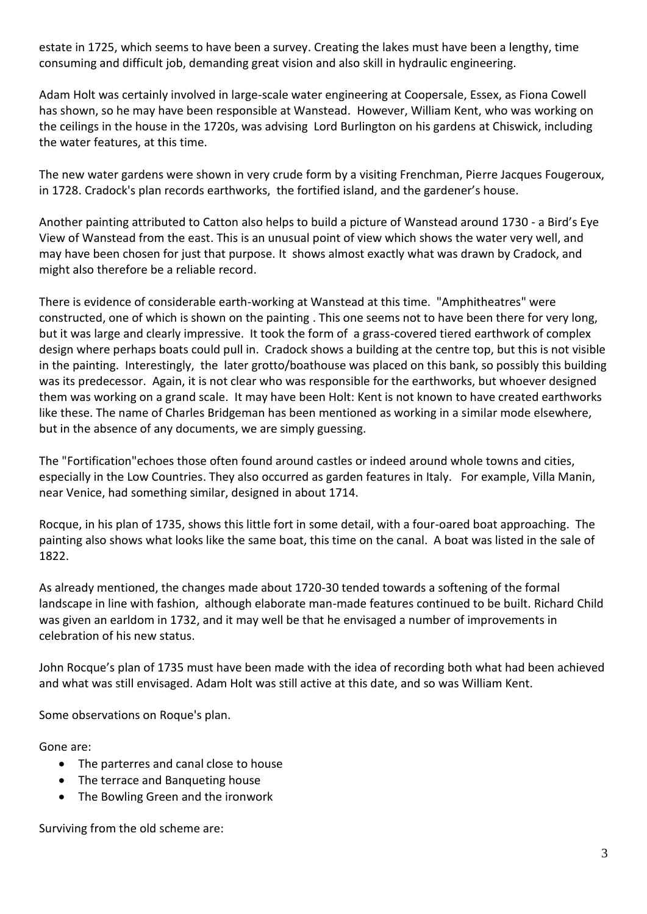estate in 1725, which seems to have been a survey. Creating the lakes must have been a lengthy, time consuming and difficult job, demanding great vision and also skill in hydraulic engineering.

Adam Holt was certainly involved in large-scale water engineering at Coopersale, Essex, as Fiona Cowell has shown, so he may have been responsible at Wanstead. However, William Kent, who was working on the ceilings in the house in the 1720s, was advising Lord Burlington on his gardens at Chiswick, including the water features, at this time.

The new water gardens were shown in very crude form by a visiting Frenchman, Pierre Jacques Fougeroux, in 1728. Cradock's plan records earthworks, the fortified island, and the gardener's house.

Another painting attributed to Catton also helps to build a picture of Wanstead around 1730 - a Bird's Eye View of Wanstead from the east. This is an unusual point of view which shows the water very well, and may have been chosen for just that purpose. It shows almost exactly what was drawn by Cradock, and might also therefore be a reliable record.

There is evidence of considerable earth-working at Wanstead at this time. "Amphitheatres" were constructed, one of which is shown on the painting . This one seems not to have been there for very long, but it was large and clearly impressive. It took the form of a grass-covered tiered earthwork of complex design where perhaps boats could pull in. Cradock shows a building at the centre top, but this is not visible in the painting. Interestingly, the later grotto/boathouse was placed on this bank, so possibly this building was its predecessor. Again, it is not clear who was responsible for the earthworks, but whoever designed them was working on a grand scale. It may have been Holt: Kent is not known to have created earthworks like these. The name of Charles Bridgeman has been mentioned as working in a similar mode elsewhere, but in the absence of any documents, we are simply guessing.

The "Fortification"echoes those often found around castles or indeed around whole towns and cities, especially in the Low Countries. They also occurred as garden features in Italy. For example, Villa Manin, near Venice, had something similar, designed in about 1714.

Rocque, in his plan of 1735, shows this little fort in some detail, with a four-oared boat approaching. The painting also shows what looks like the same boat, this time on the canal. A boat was listed in the sale of 1822.

As already mentioned, the changes made about 1720-30 tended towards a softening of the formal landscape in line with fashion, although elaborate man-made features continued to be built. Richard Child was given an earldom in 1732, and it may well be that he envisaged a number of improvements in celebration of his new status.

John Rocque's plan of 1735 must have been made with the idea of recording both what had been achieved and what was still envisaged. Adam Holt was still active at this date, and so was William Kent.

Some observations on Roque's plan.

Gone are:

- The parterres and canal close to house
- The terrace and Banqueting house
- The Bowling Green and the ironwork

Surviving from the old scheme are: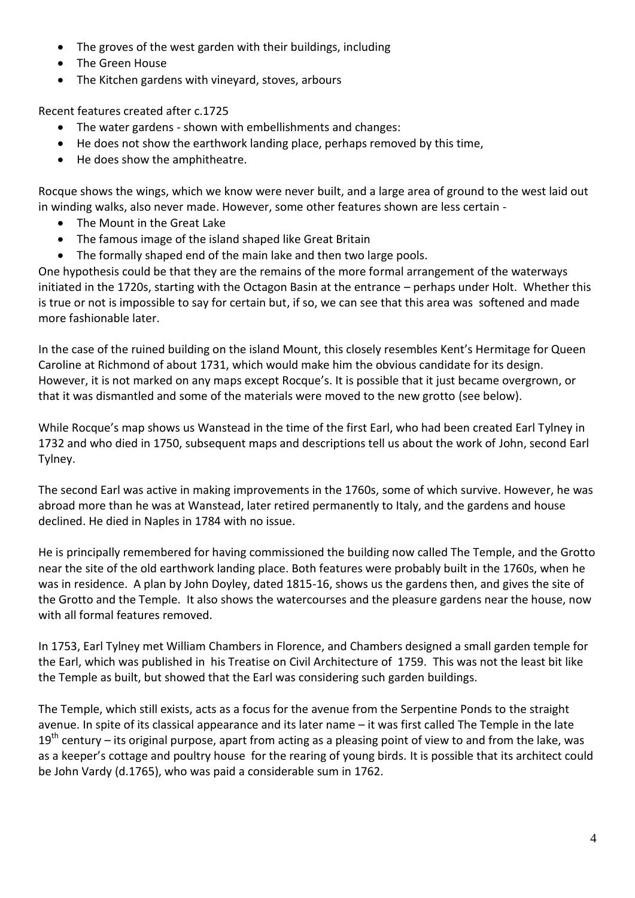- The groves of the west garden with their buildings, including
- The Green House
- The Kitchen gardens with vineyard, stoves, arbours

Recent features created after c.1725

- The water gardens - shown with embellishments and changes:
- He does not show the earthwork landing place, perhaps removed by this time,
- He does show the amphitheatre.

Rocque shows the wings, which we know were never built, and a large area of ground to the west laid out in winding walks, also never made. However, some other features shown are less certain -

- The Mount in the Great Lake
- The famous image of the island shaped like Great Britain
- The formally shaped end of the main lake and then two large pools.

One hypothesis could be that they are the remains of the more formal arrangement of the waterways initiated in the 1720s, starting with the Octagon Basin at the entrance – perhaps under Holt. Whether this is true or not is impossible to say for certain but, if so, we can see that this area was softened and made more fashionable later.

In the case of the ruined building on the island Mount, this closely resembles Kent's Hermitage for Queen Caroline at Richmond of about 1731, which would make him the obvious candidate for its design. However, it is not marked on any maps except Rocque's. It is possible that it just became overgrown, or that it was dismantled and some of the materials were moved to the new grotto (see below).

While Rocque's map shows us Wanstead in the time of the first Earl, who had been created Earl Tylney in 1732 and who died in 1750, subsequent maps and descriptions tell us about the work of John, second Earl Tylney.

The second Earl was active in making improvements in the 1760s, some of which survive. However, he was abroad more than he was at Wanstead, later retired permanently to Italy, and the gardens and house declined. He died in Naples in 1784 with no issue.

He is principally remembered for having commissioned the building now called The Temple, and the Grotto near the site of the old earthwork landing place. Both features were probably built in the 1760s, when he was in residence. A plan by John Doyley, dated 1815-16, shows us the gardens then, and gives the site of the Grotto and the Temple. It also shows the watercourses and the pleasure gardens near the house, now with all formal features removed.

In 1753, Earl Tylney met William Chambers in Florence, and Chambers designed a small garden temple for the Earl, which was published in his Treatise on Civil Architecture of 1759. This was not the least bit like the Temple as built, but showed that the Earl was considering such garden buildings.

The Temple, which still exists, acts as a focus for the avenue from the Serpentine Ponds to the straight avenue. In spite of its classical appearance and its later name – it was first called The Temple in the late 19th century – its original purpose, apart from acting as a pleasing point of view to and from the lake, was as a keeper's cottage and poultry house for the rearing of young birds. It is possible that its architect could be John Vardy (d.1765), who was paid a considerable sum in 1762.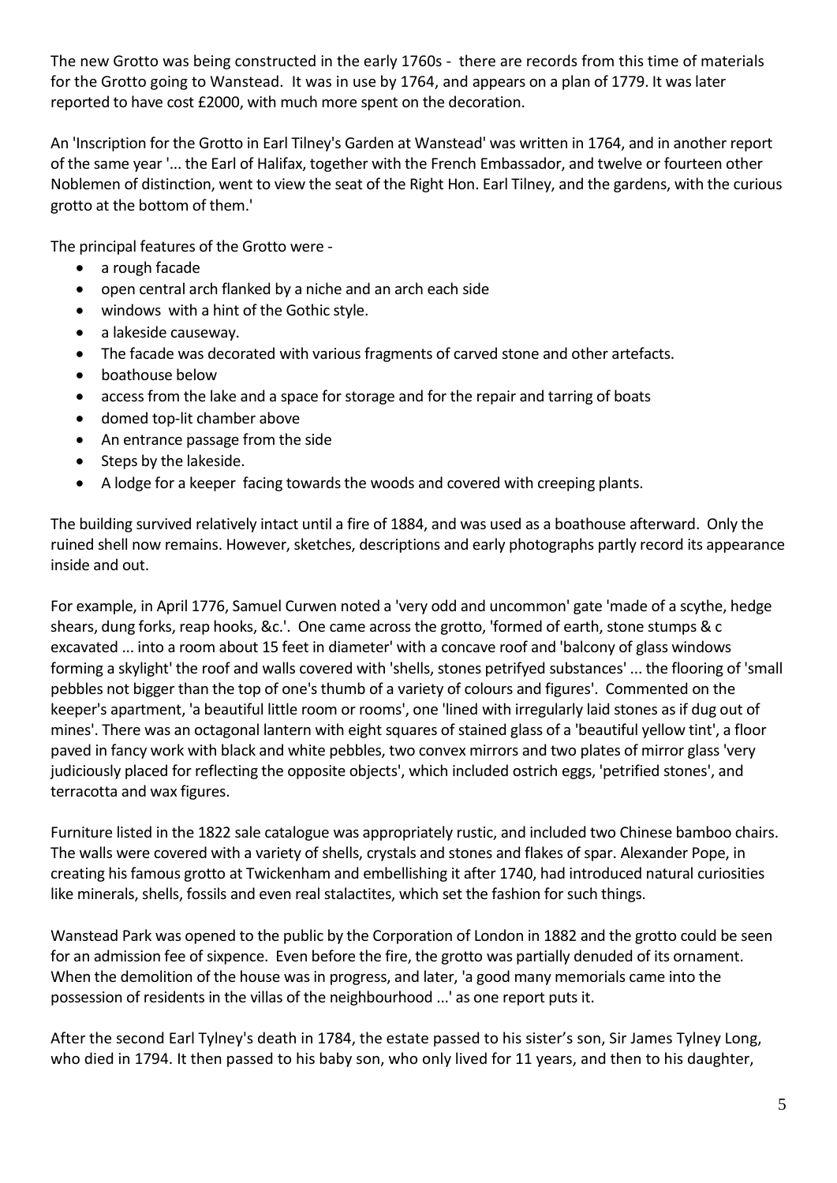The new Grotto was being constructed in the early 1760s - there are records from this time of materials for the Grotto going to Wanstead. It was in use by 1764, and appears on a plan of 1779. It was later reported to have cost £2000, with much more spent on the decoration.

An 'Inscription for the Grotto in Earl Tilney's Garden at Wanstead' was written in 1764, and in another report of the same year '... the Earl of Halifax, together with the French Embassador, and twelve or fourteen other Noblemen of distinction, went to view the seat of the Right Hon. Earl Tilney, and the gardens, with the curious grotto at the bottom of them.'

The principal features of the Grotto were -

- a rough facade
- open central arch flanked by a niche and an arch each side
- windows with a hint of the Gothic style.
- a lakeside causeway.
- The facade was decorated with various fragments of carved stone and other artefacts.
- boathouse below
- access from the lake and a space for storage and for the repair and tarring of boats
- domed top-lit chamber above
- An entrance passage from the side
- Steps by the lakeside.
- A lodge for a keeper facing towards the woods and covered with creeping plants.

The building survived relatively intact until a fire of 1884, and was used as a boathouse afterward. Only the ruined shell now remains. However, sketches, descriptions and early photographs partly record its appearance inside and out.

For example, in April 1776, Samuel Curwen noted a 'very odd and uncommon' gate 'made of a scythe, hedge shears, dung forks, reap hooks, &c.'. One came across the grotto, 'formed of earth, stone stumps & c excavated ... into a room about 15 feet in diameter' with a concave roof and 'balcony of glass windows forming a skylight' the roof and walls covered with 'shells, stones petrifyed substances' ... the flooring of 'small pebbles not bigger than the top of one's thumb of a variety of colours and figures'. Commented on the keeper's apartment, 'a beautiful little room or rooms', one 'lined with irregularly laid stones as if dug out of mines'. There was an octagonal lantern with eight squares of stained glass of a 'beautiful yellow tint', a floor paved in fancy work with black and white pebbles, two convex mirrors and two plates of mirror glass 'very judiciously placed for reflecting the opposite objects', which included ostrich eggs, 'petrified stones', and terracotta and wax figures.

Furniture listed in the 1822 sale catalogue was appropriately rustic, and included two Chinese bamboo chairs. The walls were covered with a variety of shells, crystals and stones and flakes of spar. Alexander Pope, in creating his famous grotto at Twickenham and embellishing it after 1740, had introduced natural curiosities like minerals, shells, fossils and even real stalactites, which set the fashion for such things.

Wanstead Park was opened to the public by the Corporation of London in 1882 and the grotto could be seen for an admission fee of sixpence. Even before the fire, the grotto was partially denuded of its ornament. When the demolition of the house was in progress, and later, 'a good many memorials came into the possession of residents in the villas of the neighbourhood ...' as one report puts it.

After the second Earl Tylney's death in 1784, the estate passed to his sister's son, Sir James Tylney Long, who died in 1794. It then passed to his baby son, who only lived for 11 years, and then to his daughter,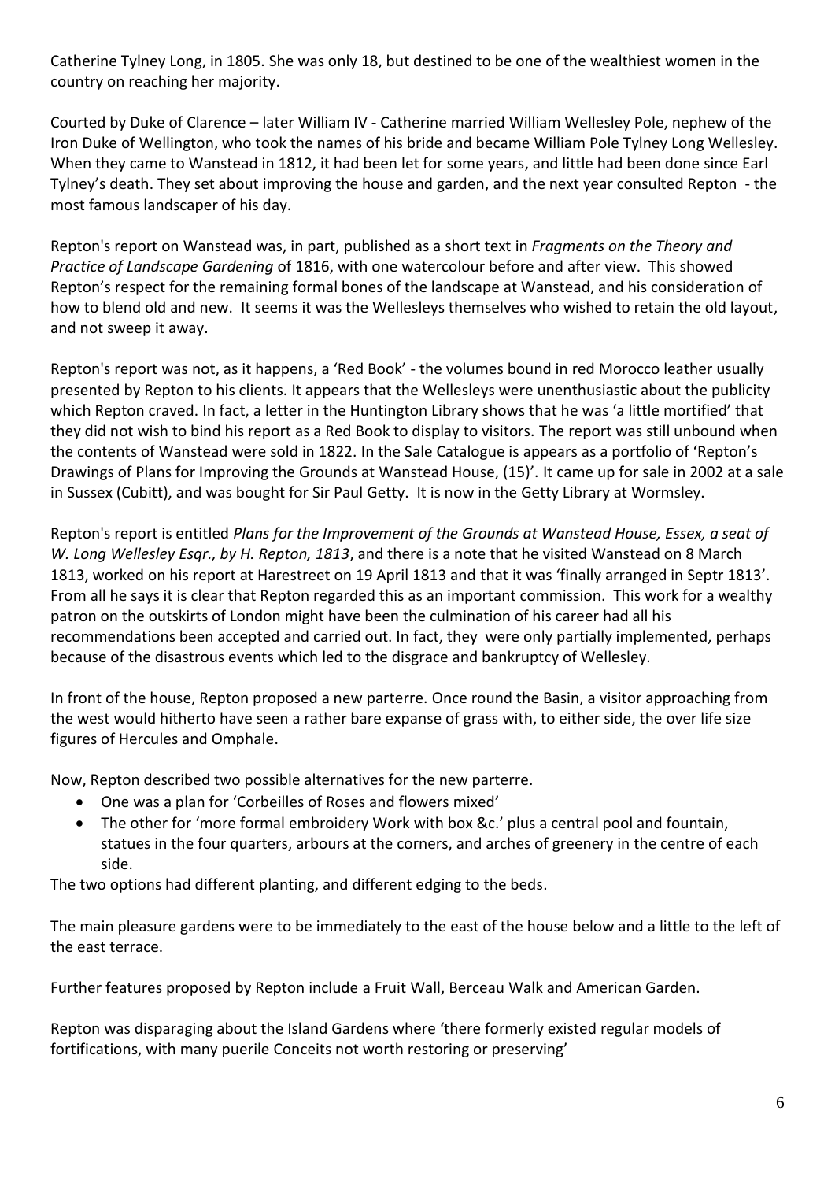Catherine Tylney Long, in 1805. She was only 18, but destined to be one of the wealthiest women in the country on reaching her majority.

Courted by Duke of Clarence – later William IV - Catherine married William Wellesley Pole, nephew of the Iron Duke of Wellington, who took the names of his bride and became William Pole Tylney Long Wellesley. When they came to Wanstead in 1812, it had been let for some years, and little had been done since Earl Tylney's death. They set about improving the house and garden, and the next year consulted Repton - the most famous landscaper of his day.

Repton's report on Wanstead was, in part, published as a short text in *Fragments on the Theory and Practice of Landscape Gardening* of 1816, with one watercolour before and after view. This showed Repton's respect for the remaining formal bones of the landscape at Wanstead, and his consideration of how to blend old and new. It seems it was the Wellesleys themselves who wished to retain the old layout, and not sweep it away.

Repton's report was not, as it happens, a 'Red Book' - the volumes bound in red Morocco leather usually presented by Repton to his clients. It appears that the Wellesleys were unenthusiastic about the publicity which Repton craved. In fact, a letter in the Huntington Library shows that he was 'a little mortified' that they did not wish to bind his report as a Red Book to display to visitors. The report was still unbound when the contents of Wanstead were sold in 1822. In the Sale Catalogue is appears as a portfolio of 'Repton's Drawings of Plans for Improving the Grounds at Wanstead House, (15)'. It came up for sale in 2002 at a sale in Sussex (Cubitt), and was bought for Sir Paul Getty. It is now in the Getty Library at Wormsley.

Repton's report is entitled *Plans for the Improvement of the Grounds at Wanstead House, Essex, a seat of W. Long Wellesley Esqr., by H. Repton, 1813*, and there is a note that he visited Wanstead on 8 March 1813, worked on his report at Harestreet on 19 April 1813 and that it was 'finally arranged in Septr 1813'. From all he says it is clear that Repton regarded this as an important commission. This work for a wealthy patron on the outskirts of London might have been the culmination of his career had all his recommendations been accepted and carried out. In fact, they were only partially implemented, perhaps because of the disastrous events which led to the disgrace and bankruptcy of Wellesley.

In front of the house, Repton proposed a new parterre. Once round the Basin, a visitor approaching from the west would hitherto have seen a rather bare expanse of grass with, to either side, the over life size figures of Hercules and Omphale.

Now, Repton described two possible alternatives for the new parterre.

- One was a plan for 'Corbeilles of Roses and flowers mixed'
- The other for 'more formal embroidery Work with box &c.' plus a central pool and fountain, statues in the four quarters, arbours at the corners, and arches of greenery in the centre of each side.

The two options had different planting, and different edging to the beds.

The main pleasure gardens were to be immediately to the east of the house below and a little to the left of the east terrace.

Further features proposed by Repton include a Fruit Wall, Berceau Walk and American Garden.

Repton was disparaging about the Island Gardens where 'there formerly existed regular models of fortifications, with many puerile Conceits not worth restoring or preserving'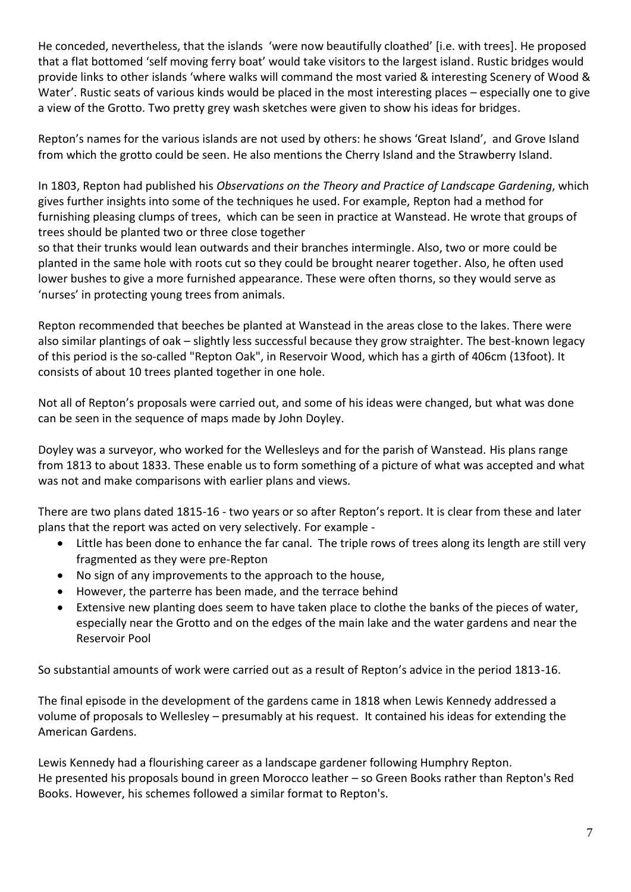He conceded, nevertheless, that the islands 'were now beautifully cloathed' [i.e. with trees]. He proposed that a flat bottomed 'self moving ferry boat' would take visitors to the largest island. Rustic bridges would provide links to other islands 'where walks will command the most varied & interesting Scenery of Wood & Water'. Rustic seats of various kinds would be placed in the most interesting places – especially one to give a view of the Grotto. Two pretty grey wash sketches were given to show his ideas for bridges.

Repton's names for the various islands are not used by others: he shows 'Great Island', and Grove Island from which the grotto could be seen. He also mentions the Cherry Island and the Strawberry Island.

In 1803, Repton had published his *Observations on the Theory and Practice of Landscape Gardening*, which gives further insights into some of the techniques he used. For example, Repton had a method for furnishing pleasing clumps of trees, which can be seen in practice at Wanstead. He wrote that groups of trees should be planted two or three close together so that their trunks would lean outwards and their branches intermingle. Also, two or more could be planted in the same hole with roots cut so they could be brought nearer together. Also, he often used lower bushes to give a more furnished appearance. These were often thorns, so they would serve as 'nurses' in protecting young trees from animals.

Repton recommended that beeches be planted at Wanstead in the areas close to the lakes. There were also similar plantings of oak – slightly less successful because they grow straighter. The best-known legacy of this period is the so-called "Repton Oak", in Reservoir Wood, which has a girth of 406cm (13foot). It consists of about 10 trees planted together in one hole.

Not all of Repton's proposals were carried out, and some of his ideas were changed, but what was done can be seen in the sequence of maps made by John Doyley.

Doyley was a surveyor, who worked for the Wellesleys and for the parish of Wanstead. His plans range from 1813 to about 1833. These enable us to form something of a picture of what was accepted and what was not and make comparisons with earlier plans and views.

There are two plans dated 1815-16 - two years or so after Repton's report. It is clear from these and later plans that the report was acted on very selectively. For example -

- Little has been done to enhance the far canal. The triple rows of trees along its length are still very fragmented as they were pre-Repton
- No sign of any improvements to the approach to the house,
- However, the parterre has been made, and the terrace behind
- Extensive new planting does seem to have taken place to clothe the banks of the pieces of water, especially near the Grotto and on the edges of the main lake and the water gardens and near the Reservoir Pool

So substantial amounts of work were carried out as a result of Repton's advice in the period 1813-16.

The final episode in the development of the gardens came in 1818 when Lewis Kennedy addressed a volume of proposals to Wellesley – presumably at his request. It contained his ideas for extending the American Gardens.

Lewis Kennedy had a flourishing career as a landscape gardener following Humphry Repton. He presented his proposals bound in green Morocco leather – so Green Books rather than Repton's Red Books. However, his schemes followed a similar format to Repton's.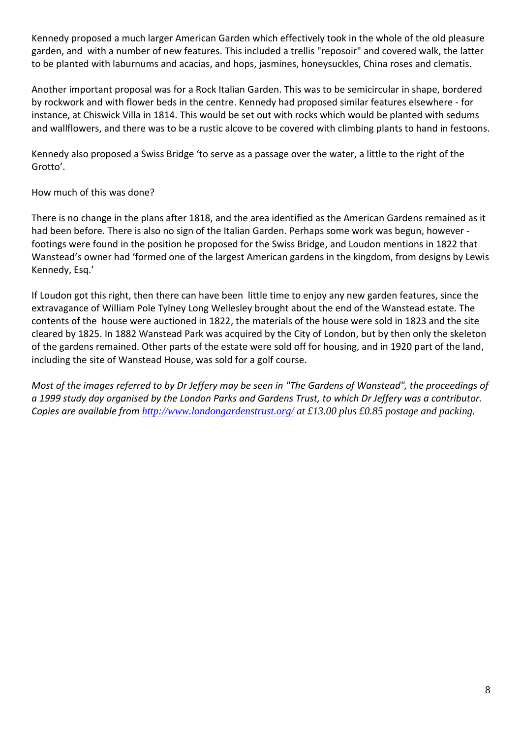Kennedy proposed a much larger American Garden which effectively took in the whole of the old pleasure garden, and with a number of new features. This included a trellis "reposoir" and covered walk, the latter to be planted with laburnums and acacias, and hops, jasmines, honeysuckles, China roses and clematis.

Another important proposal was for a Rock Italian Garden. This was to be semicircular in shape, bordered by rockwork and with flower beds in the centre. Kennedy had proposed similar features elsewhere - for instance, at Chiswick Villa in 1814. This would be set out with rocks which would be planted with sedums and wallflowers, and there was to be a rustic alcove to be covered with climbing plants to hand in festoons.

Kennedy also proposed a Swiss Bridge 'to serve as a passage over the water, a little to the right of the Grotto'.

How much of this was done?

There is no change in the plans after 1818, and the area identified as the American Gardens remained as it had been before. There is also no sign of the Italian Garden. Perhaps some work was begun, however - footings were found in the position he proposed for the Swiss Bridge, and Loudon mentions in 1822 that Wanstead's owner had 'formed one of the largest American gardens in the kingdom, from designs by Lewis Kennedy, Esq.'

If Loudon got this right, then there can have been little time to enjoy any new garden features, since the extravagance of William Pole Tylney Long Wellesley brought about the end of the Wanstead estate. The contents of the house were auctioned in 1822, the materials of the house were sold in 1823 and the site cleared by 1825. In 1882 Wanstead Park was acquired by the City of London, but by then only the skeleton of the gardens remained. Other parts of the estate were sold off for housing, and in 1920 part of the land, including the site of Wanstead House, was sold for a golf course.

*Most of the images referred to by Dr Jeffery may be seen in "The Gardens of Wanstead", the proceedings of a 1999 study day organised by the London Parks and Gardens Trust, to which Dr Jeffery was a contributor. Copies are available from [http://www.londongardenstrust.org/](http://www.londongardenstrust.org/) at £13.00 plus £0.85 postage and packing.*